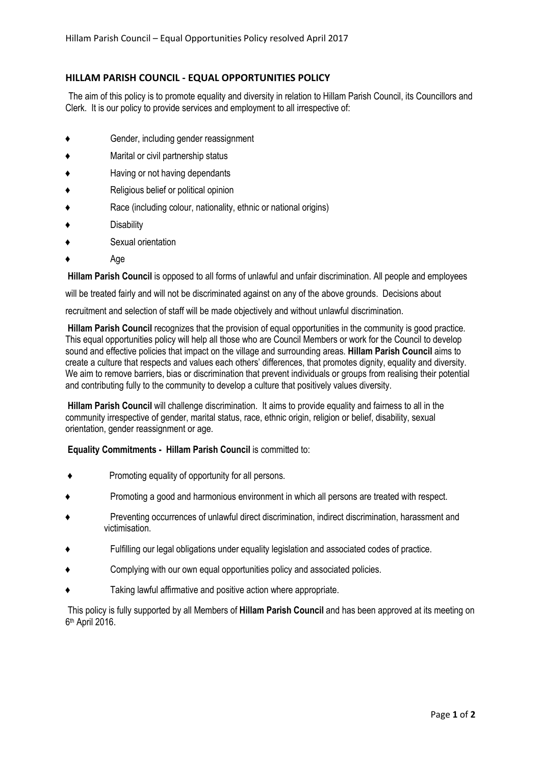## HILLAM PARISH COUNCIL - EQUAL OPPORTUNITIES POLICY

The aim of this policy is to promote equality and diversity in relation to Hillam Parish Council, its Councillors and Clerk. It is our policy to provide services and employment to all irrespective of:

- Gender, including gender reassignment
- Marital or civil partnership status
- Having or not having dependants
- Religious belief or political opinion
- Race (including colour, nationality, ethnic or national origins)
- Disability
- Sexual orientation
- Age

**Hillam Parish Council** is opposed to all forms of unlawful and unfair discrimination. All people and employees will be treated fairly and will not be discriminated against on any of the above grounds. Decisions about recruitment and selection of staff will be made objectively and without unlawful discrimination.

**Hillam Parish Council** recognizes that the provision of equal opportunities in the community is good practice. This equal opportunities policy will help all those who are Council Members or work for the Council to develop sound and effective policies that impact on the village and surrounding areas. **Hillam Parish Council** aims to create a culture that respects and values each others' differences, that promotes dignity, equality and diversity. We aim to remove barriers, bias or discrimination that prevent individuals or groups from realising their potential and contributing fully to the community to develop a culture that positively values diversity.

**Hillam Parish Council** will challenge discrimination. It aims to provide equality and fairness to all in the community irrespective of gender, marital status, race, ethnic origin, religion or belief, disability, sexual orientation, gender reassignment or age.

**Equality Commitments - Hillam Parish Council** is committed to:

- Promoting equality of opportunity for all persons.
- Promoting a good and harmonious environment in which all persons are treated with respect.
- Preventing occurrences of unlawful direct discrimination, indirect discrimination, harassment and victimisation.
- Fulfilling our legal obligations under equality legislation and associated codes of practice.
- Complying with our own equal opportunities policy and associated policies.
- Taking lawful affirmative and positive action where appropriate.

This policy is fully supported by all Members of **Hillam Parish Council** and has been approved at its meeting on 6th April 2016.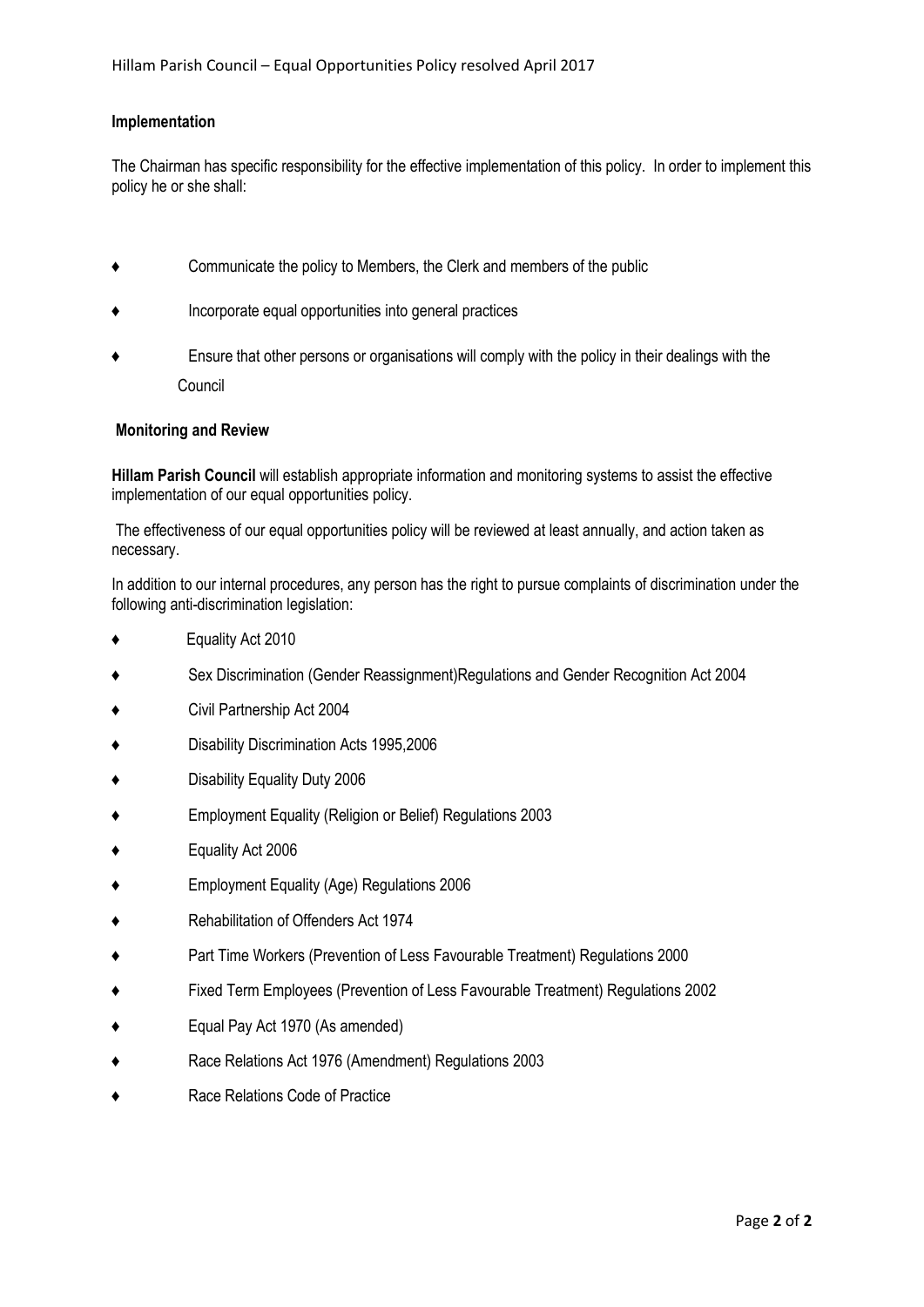#### Implementation

The Chairman has specific responsibility for the effective implementation of this policy. In order to implement this policy he or she shall:

- Communicate the policy to Members, the Clerk and members of the public
- Incorporate equal opportunities into general practices
- Ensure that other persons or organisations will comply with the policy in their dealings with the Council

#### Monitoring and Review

**Hillam Parish Council** will establish appropriate information and monitoring systems to assist the effective implementation of our equal opportunities policy.

The effectiveness of our equal opportunities policy will be reviewed at least annually, and action taken as necessary.

In addition to our internal procedures, any person has the right to pursue complaints of discrimination under the following anti-discrimination legislation:

- Equality Act 2010
- Sex Discrimination (Gender Reassignment)Regulations and Gender Recognition Act 2004
- Civil Partnership Act 2004
- Disability Discrimination Acts 1995,2006
- Disability Equality Duty 2006
- Employment Equality (Religion or Belief) Regulations 2003
- Equality Act 2006
- Employment Equality (Age) Regulations 2006
- Rehabilitation of Offenders Act 1974
- Part Time Workers (Prevention of Less Favourable Treatment) Regulations 2000
- Fixed Term Employees (Prevention of Less Favourable Treatment) Regulations 2002
- Equal Pay Act 1970 (As amended)
- Race Relations Act 1976 (Amendment) Regulations 2003
- Race Relations Code of Practice